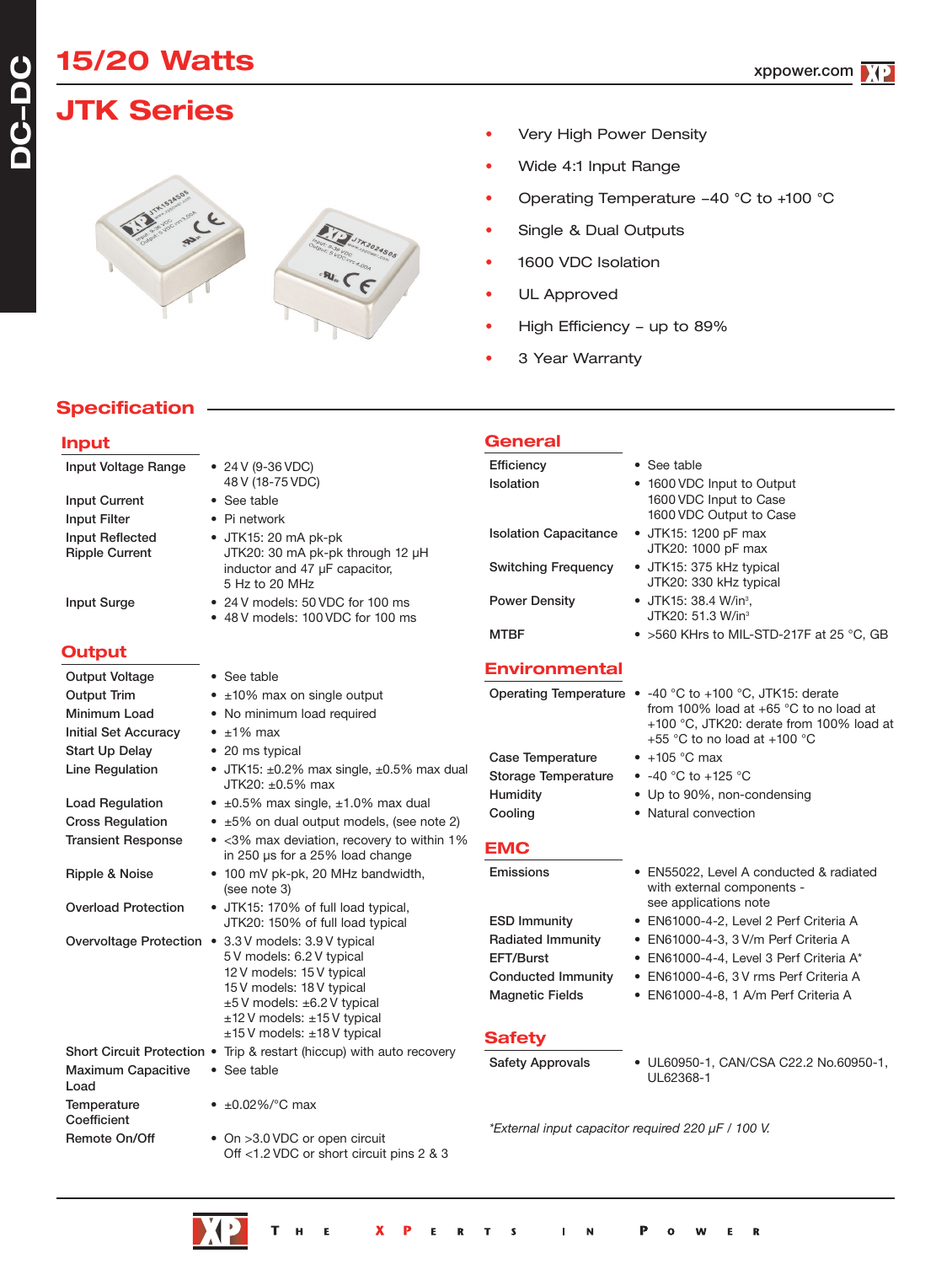# 15/20 Watts

# JTK Series

- Very High Power Density
- Wide 4:1 Input Range
- Operating Temperature –40 °C to +100 °C
- Single & Dual Outputs
- 1600 VDC Isolation
- UL Approved
- High Efficiency – up to 89%
- 3 Year Warranty

## Specification

### Input

| | |
|---|---|
| Input Voltage Range | • 24 V (9-36 VDC)<br>48 V (18-75 VDC) |
| Input Current | • See table |
| Input Filter | • Pi network |
| Input Reflected Ripple Current | • JTK15: 20 mA pk-pk<br>JTK20: 30 mA pk-pk through 12 µH inductor and 47 µF capacitor, 5 Hz to 20 MHz |
| Input Surge | • 24 V models: 50 VDC for 100 ms<br>• 48 V models: 100 VDC for 100 ms |

### Output

| | |
|---|---|
| Output Voltage | • See table |
| Output Trim | • ±10% max on single output |
| Minimum Load | • No minimum load required |
| Initial Set Accuracy | • ±1% max |
| Start Up Delay | • 20 ms typical |
| Line Regulation | • JTK15: ±0.2% max single, ±0.5% max dual<br>JTK20: ±0.5% max |
| Load Regulation | • ±0.5% max single, ±1.0% max dual |
| Cross Regulation | • ±5% on dual output models, (see note 2) |
| Transient Response | • <3% max deviation, recovery to within 1% in 250 µs for a 25% load change |
| Ripple & Noise | • 100 mV pk-pk, 20 MHz bandwidth, (see note 3) |
| Overload Protection | • JTK15: 170% of full load typical,<br>JTK20: 150% of full load typical |
| Overvoltage Protection | • 3.3 V models: 3.9 V typical<br>5 V models: 6.2 V typical<br>12 V models: 15 V typical<br>15 V models: 18 V typical<br>±5 V models: ±6.2 V typical<br>±12 V models: ±15 V typical<br>±15 V models: ±18 V typical |
| Short Circuit Protection | • Trip & restart (hiccup) with auto recovery |
| Maximum Capacitive Load | • See table |
| Temperature Coefficient | • ±0.02%/°C max |
| Remote On/Off | • On >3.0 VDC or open circuit<br>Off <1.2 VDC or short circuit pins 2 & 3 |

### General

| | |
|---|---|
| Efficiency | • See table |
| Isolation | • 1600 VDC Input to Output<br>1600 VDC Input to Case<br>1600 VDC Output to Case |
| Isolation Capacitance | • JTK15: 1200 pF max<br>JTK20: 1000 pF max |
| Switching Frequency | • JTK15: 375 kHz typical<br>JTK20: 330 kHz typical |
| Power Density | • JTK15: 38.4 W/in³,<br>JTK20: 51.3 W/in³ |
| MTBF | • >560 KHrs to MIL-STD-217F at 25 °C, GB |

### Environmental

| | |
|---|---|
| Operating Temperature | • -40 °C to +100 °C, JTK15: derate from 100% load at +65 °C to no load at +100 °C, JTK20: derate from 100% load at +55 °C to no load at +100 °C |
| Case Temperature | • +105 °C max |
| Storage Temperature | • -40 °C to +125 °C |
| Humidity | • Up to 90%, non-condensing |
| Cooling | • Natural convection |

### EMC

| | |
|---|---|
| Emissions | • EN55022, Level A conducted & radiated with external components - see applications note |
| ESD Immunity | • EN61000-4-2, Level 2 Perf Criteria A |
| Radiated Immunity | • EN61000-4-3, 3 V/m Perf Criteria A |
| EFT/Burst | • EN61000-4-4, Level 3 Perf Criteria A* |
| Conducted Immunity | • EN61000-4-6, 3 V rms Perf Criteria A |
| Magnetic Fields | • EN61000-4-8, 1 A/m Perf Criteria A |

### Safety

| | |
|---|---|
| Safety Approvals | • UL60950-1, CAN/CSA C22.2 No.60950-1, UL62368-1 |

*\*External input capacitor required 220 µF / 100 V.*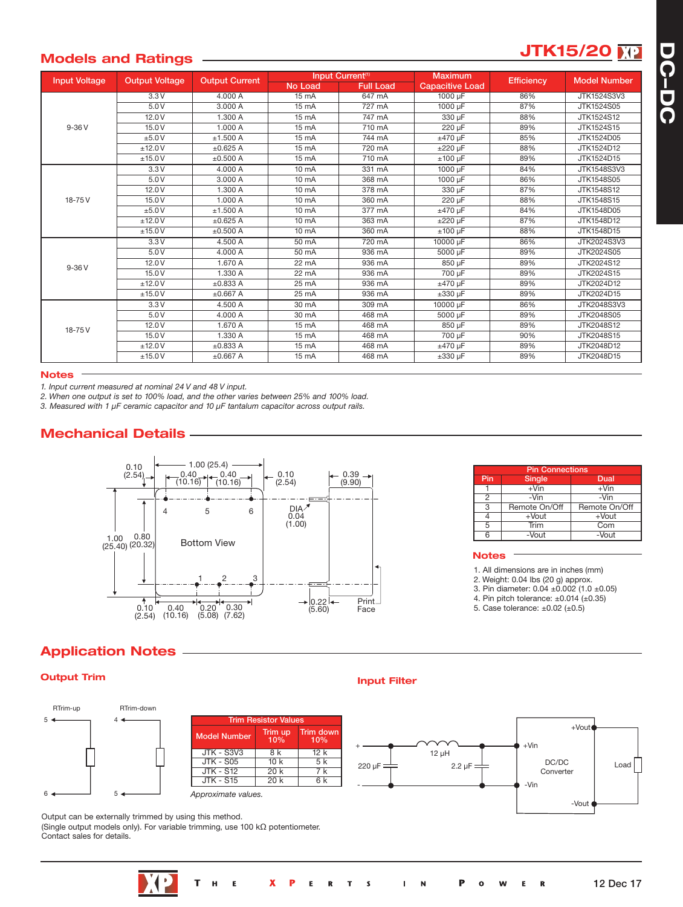## Models and Ratings

JTK15/20

| Input Voltage | Output Voltage | Output Current | Input Current(1) | | Maximum Capacitive Load | Efficiency | Model Number |
|---|---|---|---|---|---|---|---|
| | | | No Load | Full Load | | | |
| 9-36 V | 3.3 V | 4.000 A | 15 mA | 647 mA | 1000 µF | 86% | JTK1524S3V3 |
| | 5.0 V | 3.000 A | 15 mA | 727 mA | 1000 µF | 87% | JTK1524S05 |
| | 12.0 V | 1.300 A | 15 mA | 747 mA | 330 µF | 88% | JTK1524S12 |
| | 15.0 V | 1.000 A | 15 mA | 710 mA | 220 µF | 89% | JTK1524S15 |
| | ±5.0 V | ±1.500 A | 15 mA | 744 mA | ±470 µF | 85% | JTK1524D05 |
| | ±12.0 V | ±0.625 A | 15 mA | 720 mA | ±220 µF | 88% | JTK1524D12 |
| | ±15.0 V | ±0.500 A | 15 mA | 710 mA | ±100 µF | 89% | JTK1524D15 |
| 18-75 V | 3.3 V | 4.000 A | 10 mA | 331 mA | 1000 µF | 84% | JTK1548S3V3 |
| | 5.0 V | 3.000 A | 10 mA | 368 mA | 1000 µF | 86% | JTK1548S05 |
| | 12.0 V | 1.300 A | 10 mA | 378 mA | 330 µF | 87% | JTK1548S12 |
| | 15.0 V | 1.000 A | 10 mA | 360 mA | 220 µF | 88% | JTK1548S15 |
| | ±5.0 V | ±1.500 A | 10 mA | 377 mA | ±470 µF | 84% | JTK1548D05 |
| | ±12.0 V | ±0.625 A | 10 mA | 363 mA | ±220 µF | 87% | JTK1548D12 |
| | ±15.0 V | ±0.500 A | 10 mA | 360 mA | ±100 µF | 88% | JTK1548D15 |
| 9-36 V | 3.3 V | 4.500 A | 50 mA | 720 mA | 10000 µF | 86% | JTK2024S3V3 |
| | 5.0 V | 4.000 A | 50 mA | 936 mA | 5000 µF | 89% | JTK2024S05 |
| | 12.0 V | 1.670 A | 22 mA | 936 mA | 850 µF | 89% | JTK2024S12 |
| | 15.0 V | 1.330 A | 22 mA | 936 mA | 700 µF | 89% | JTK2024S15 |
| | ±12.0 V | ±0.833 A | 25 mA | 936 mA | ±470 µF | 89% | JTK2024D12 |
| | ±15.0 V | ±0.667 A | 25 mA | 936 mA | ±330 µF | 89% | JTK2024D15 |
| 18-75 V | 3.3 V | 4.500 A | 30 mA | 309 mA | 10000 µF | 86% | JTK2048S3V3 |
| | 5.0 V | 4.000 A | 30 mA | 468 mA | 5000 µF | 89% | JTK2048S05 |
| | 12.0 V | 1.670 A | 15 mA | 468 mA | 850 µF | 89% | JTK2048S12 |
| | 15.0 V | 1.330 A | 15 mA | 468 mA | 700 µF | 90% | JTK2048S15 |
| | ±12.0 V | ±0.833 A | 15 mA | 468 mA | ±470 µF | 89% | JTK2048D12 |
| | ±15.0 V | ±0.667 A | 15 mA | 468 mA | ±330 µF | 89% | JTK2048D15 |

### Notes

*1. Input current measured at nominal 24 V and 48 V input.*
*2. When one output is set to 100% load, and the other varies between 25% and 100% load.*
*3. Measured with 1 µF ceramic capacitor and 10 µF tantalum capacitor across output rails.*

## Mechanical Details

0.10 (2.54)
1.00 (25.4)
0.40 (10.16)
0.40 (10.16)
0.10 (2.54)
0.39 (9.90)
4 5 6
DIA 0.04 (1.00)
1.00 (25.40)
0.80 (20.32)
Bottom View
1 2 3
0.10 (2.54)
0.40 (10.16)
0.20 (5.08)
0.30 (7.62)
0.22 (5.60)
Print Face

| Pin Connections | | |
|---|---|---|
| Pin | Single | Dual |
| 1 | +Vin | +Vin |
| 2 | -Vin | -Vin |
| 3 | Remote On/Off | Remote On/Off |
| 4 | +Vout | +Vout |
| 5 | Trim | Com |
| 6 | -Vout | -Vout |

### Notes

1. All dimensions are in inches (mm)
2. Weight: 0.04 lbs (20 g) approx.
3. Pin diameter: 0.04 ±0.002 (1.0 ±0.05)
4. Pin pitch tolerance: ±0.014 (±0.35)
5. Case tolerance: ±0.02 (±0.5)

## Application Notes

### Output Trim

RTrim-up
5
6
RTrim-down
4
5

| Trim Resistor Values | | |
|---|---|---|
| Model Number | Trim up 10% | Trim down 10% |
| JTK - S3V3 | 8 k | 12 k |
| JTK - S05 | 10 k | 5 k |
| JTK - S12 | 20 k | 7 k |
| JTK - S15 | 20 k | 6 k |

*Approximate values.*

Output can be externally trimmed by using this method.
(Single output models only). For variable trimming, use 100 kΩ potentiometer.
Contact sales for details.

### Input Filter

+
-
220 µF
12 µH
2.2 µF
+Vin
-Vin
DC/DC Converter
+Vout
-Vout
Load

12 Dec 17